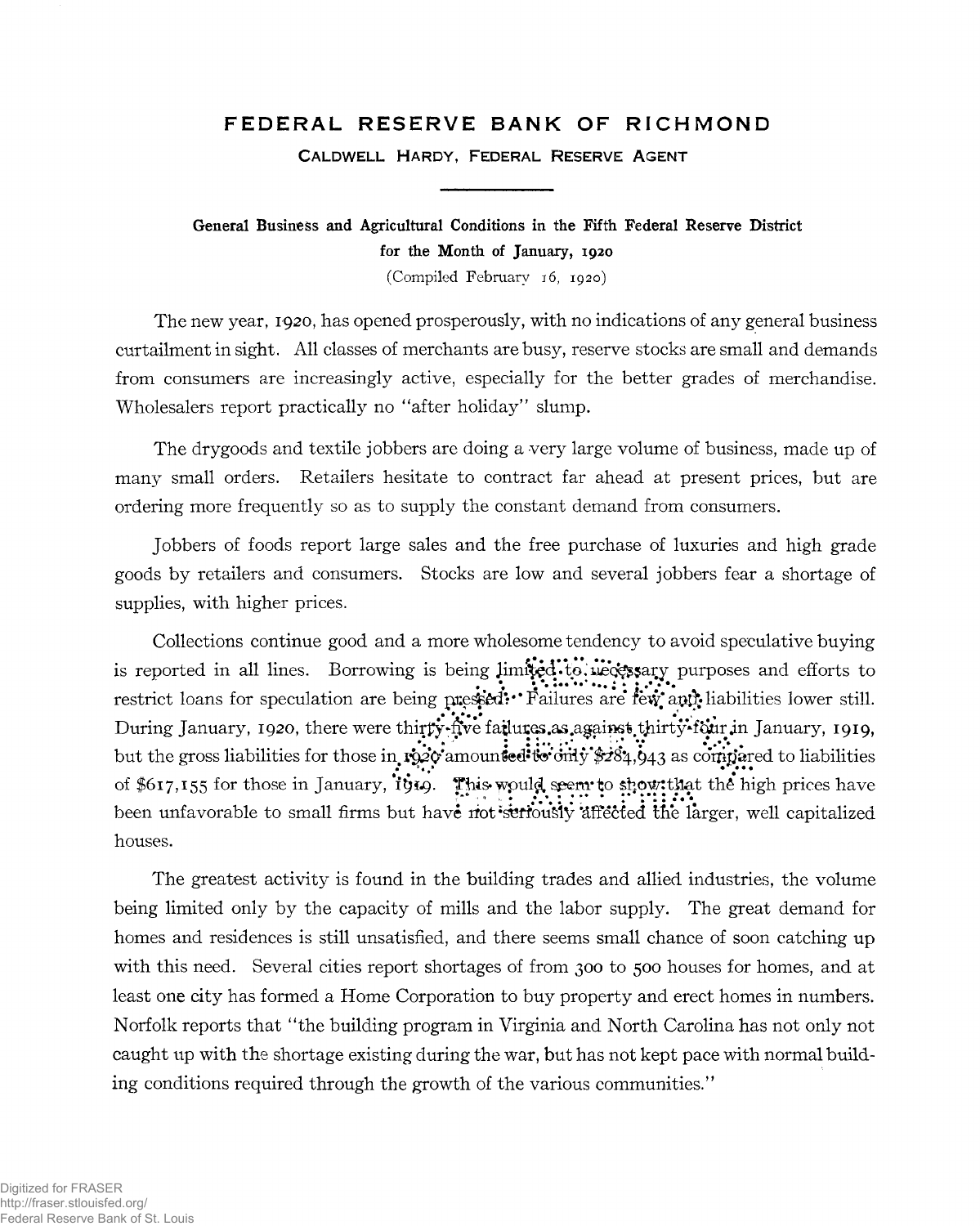# FEDERAL RESERVE BANK OF RICHMOND

CALDWELL HARDY, FEDERAL RESERVE AGENT

### General Business and Agricultural Conditions in the Fifth Federal Reserve District for the Month of January, 1920

(Compiled February 16, 1920)

The new year, 1920, has opened prosperously, with no indications of any general business curtailment in sight. All classes of merchants are busy, reserve stocks are small and demands from consumers are increasingly active, especially for the better grades of merchandise. Wholesalers report practically no "after holiday" slump.

The drygoods and textile jobbers are doing a very large volume of business, made up of many small orders. Retailers hesitate to contract far ahead at present prices, but are ordering more frequently so as to supply the constant demand from consumers.

Jobbers of foods report large sales and the free purchase of luxuries and high grade goods by retailers and consumers. Stocks are low and several jobbers fear a shortage of supplies, with higher prices.

Collections continue good and a more wholesome tendency to avoid speculative buying is reported in all lines. Borrowing is being limited to necessary purposes and efforts to restrict loans for speculation are being pressed. Failures are few and liabilities lower still. During January, 1920, there were thirty-five failures as against thirty-four in January, 1919, but the gross liabilities for those in 1920 amounted to only $284,943 as compared to liabilities of $617,155 for those in January, 1919. This would seem to show that the high prices have been unfavorable to small firms but have not seriously affected the larger, well capitalized houses.

The greatest activity is found in the building trades and allied industries, the volume being limited only by the capacity of mills and the labor supply. The great demand for homes and residences is still unsatisfied, and there seems small chance of soon catching up with this need. Several cities report shortages of from 300 to 500 houses for homes, and at least one city has formed a Home Corporation to buy property and erect homes in numbers. Norfolk reports that "the building program in Virginia and North Carolina has not only not caught up with the shortage existing during the war, but has not kept pace with normal building conditions required through the growth of the various communities."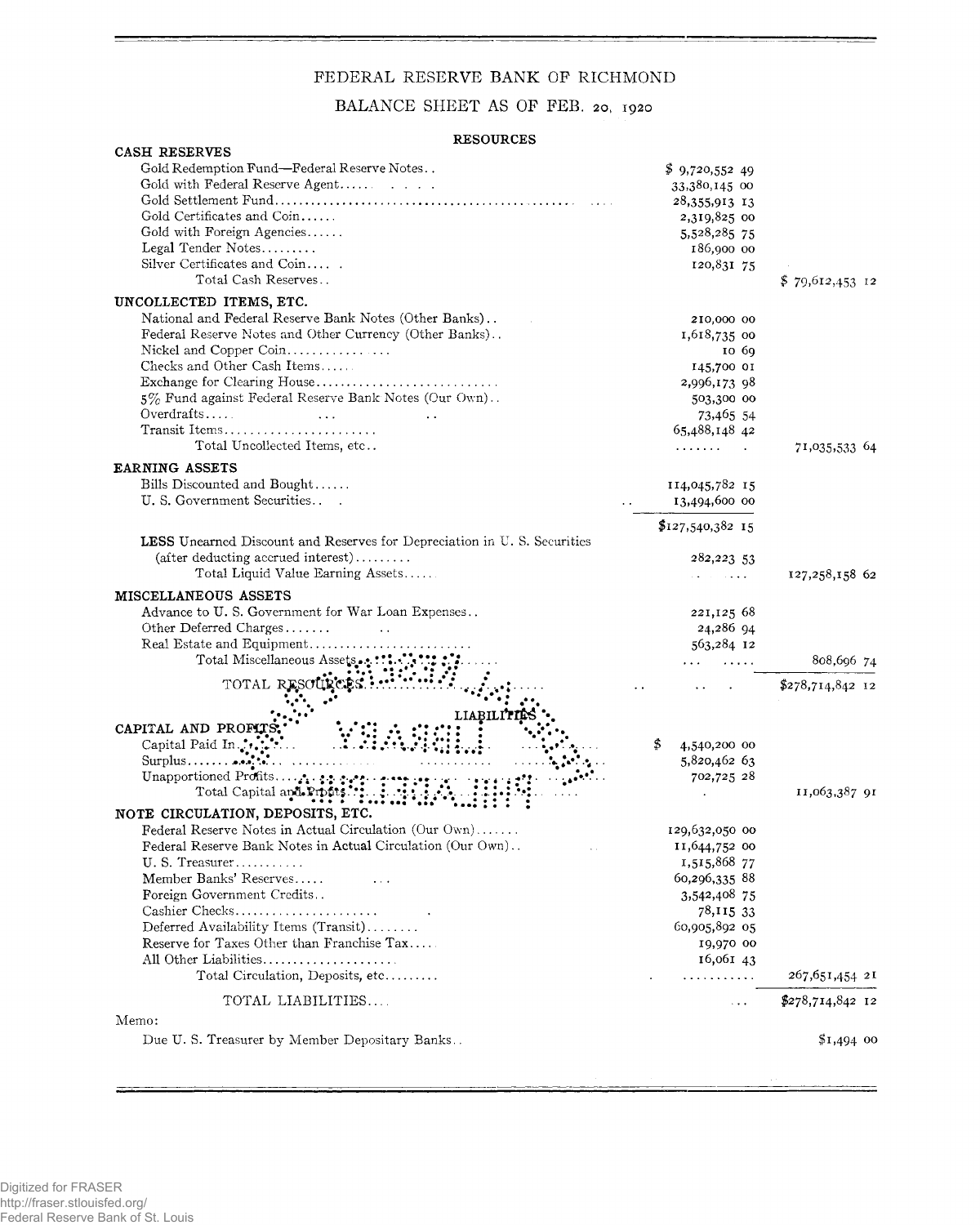# FEDERAL RESERVE BANK OF RICHMOND

## BALANCE SHEET AS OF FEB. 20, 1920

### RESOURCES

| | | |
|---|---|---|
| **CASH RESERVES** | | |
| Gold Redemption Fund—Federal Reserve Notes | $ 9,720,552 49 | |
| Gold with Federal Reserve Agent | 33,380,145 00 | |
| Gold Settlement Fund | 28,355,913 13 | |
| Gold Certificates and Coin | 2,319,825 00 | |
| Gold with Foreign Agencies | 5,528,285 75 | |
| Legal Tender Notes | 186,900 00 | |
| Silver Certificates and Coin | 120,831 75 | |
| Total Cash Reserves | | $ 79,612,453 12 |
| **UNCOLLECTED ITEMS, ETC.** | | |
| National and Federal Reserve Bank Notes (Other Banks) | 210,000 00 | |
| Federal Reserve Notes and Other Currency (Other Banks) | 1,618,735 00 | |
| Nickel and Copper Coin | 10 69 | |
| Checks and Other Cash Items | 145,700 01 | |
| Exchange for Clearing House | 2,996,173 98 | |
| 5% Fund against Federal Reserve Bank Notes (Our Own) | 503,300 00 | |
| Overdrafts | 73,465 54 | |
| Transit Items | 65,488,148 42 | |
| Total Uncollected Items, etc. | | 71,035,533 64 |
| **EARNING ASSETS** | | |
| Bills Discounted and Bought | 114,045,782 15 | |
| U. S. Government Securities | 13,494,600 00 | |
| | $127,540,382 15 | |
| **LESS** Unearned Discount and Reserves for Depreciation in U. S. Securities (after deducting accrued interest) | 282,223 53 | |
| Total Liquid Value Earning Assets | | 127,258,158 62 |
| **MISCELLANEOUS ASSETS** | | |
| Advance to U. S. Government for War Loan Expenses | 221,125 68 | |
| Other Deferred Charges | 24,286 94 | |
| Real Estate and Equipment | 563,284 12 | |
| Total Miscellaneous Assets | | 808,696 74 |
| TOTAL RESOURCES | | $278,714,842 12 |

### LIABILITIES

| | | |
|---|---|---|
| **CAPITAL AND PROFITS** | | |
| Capital Paid In | $ 4,540,200 00 | |
| Surplus | 5,820,462 63 | |
| Unapportioned Profits | 702,725 28 | |
| Total Capital and Profits | | 11,063,387 91 |
| **NOTE CIRCULATION, DEPOSITS, ETC.** | | |
| Federal Reserve Notes in Actual Circulation (Our Own) | 129,632,050 00 | |
| Federal Reserve Bank Notes in Actual Circulation (Our Own) | 11,644,752 00 | |
| U. S. Treasurer | 1,515,868 77 | |
| Member Banks' Reserves | 60,296,335 88 | |
| Foreign Government Credits | 3,542,408 75 | |
| Cashier Checks | 78,115 33 | |
| Deferred Availability Items (Transit) | 60,905,892 05 | |
| Reserve for Taxes Other than Franchise Tax | 19,970 00 | |
| All Other Liabilities | 16,061 43 | |
| Total Circulation, Deposits, etc. | | 267,651,454 21 |
| TOTAL LIABILITIES | | $278,714,842 12 |

Memo:

| | |
|---|---|
| Due U. S. Treasurer by Member Depositary Banks | $1,494 00 |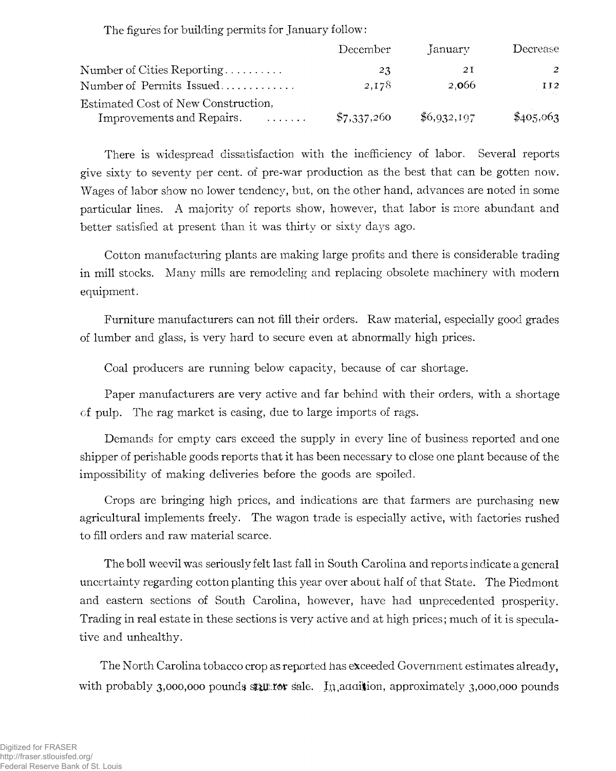The figures for building permits for January follow:

| | December | January | Decrease |
|---|---|---|---|
| Number of Cities Reporting.......... | 23 | 21 | 2 |
| Number of Permits Issued............ | 2,178 | 2,066 | 112 |
| Estimated Cost of New Construction, Improvements and Repairs. ....... | $7,337,260 | $6,932,197 | $405,063 |

There is widespread dissatisfaction with the inefficiency of labor. Several reports give sixty to seventy per cent. of pre-war production as the best that can be gotten now. Wages of labor show no lower tendency, but, on the other hand, advances are noted in some particular lines. A majority of reports show, however, that labor is more abundant and better satisfied at present than it was thirty or sixty days ago.

Cotton manufacturing plants are making large profits and there is considerable trading in mill stocks. Many mills are remodeling and replacing obsolete machinery with modern equipment.

Furniture manufacturers can not fill their orders. Raw material, especially good grades of lumber and glass, is very hard to secure even at abnormally high prices.

Coal producers are running below capacity, because of car shortage.

Paper manufacturers are very active and far behind with their orders, with a shortage of pulp. The rag market is easing, due to large imports of rags.

Demands for empty cars exceed the supply in every line of business reported and one shipper of perishable goods reports that it has been necessary to close one plant because of the impossibility of making deliveries before the goods are spoiled.

Crops are bringing high prices, and indications are that farmers are purchasing new agricultural implements freely. The wagon trade is especially active, with factories rushed to fill orders and raw material scarce.

The boll weevil was seriously felt last fall in South Carolina and reports indicate a general uncertainty regarding cotton planting this year over about half of that State. The Piedmont and eastern sections of South Carolina, however, have had unprecedented prosperity. Trading in real estate in these sections is very active and at high prices; much of it is speculative and unhealthy.

The North Carolina tobacco crop as reported has exceeded Government estimates already, with probably 3,000,000 pounds still for sale. In addition, approximately 3,000,000 pounds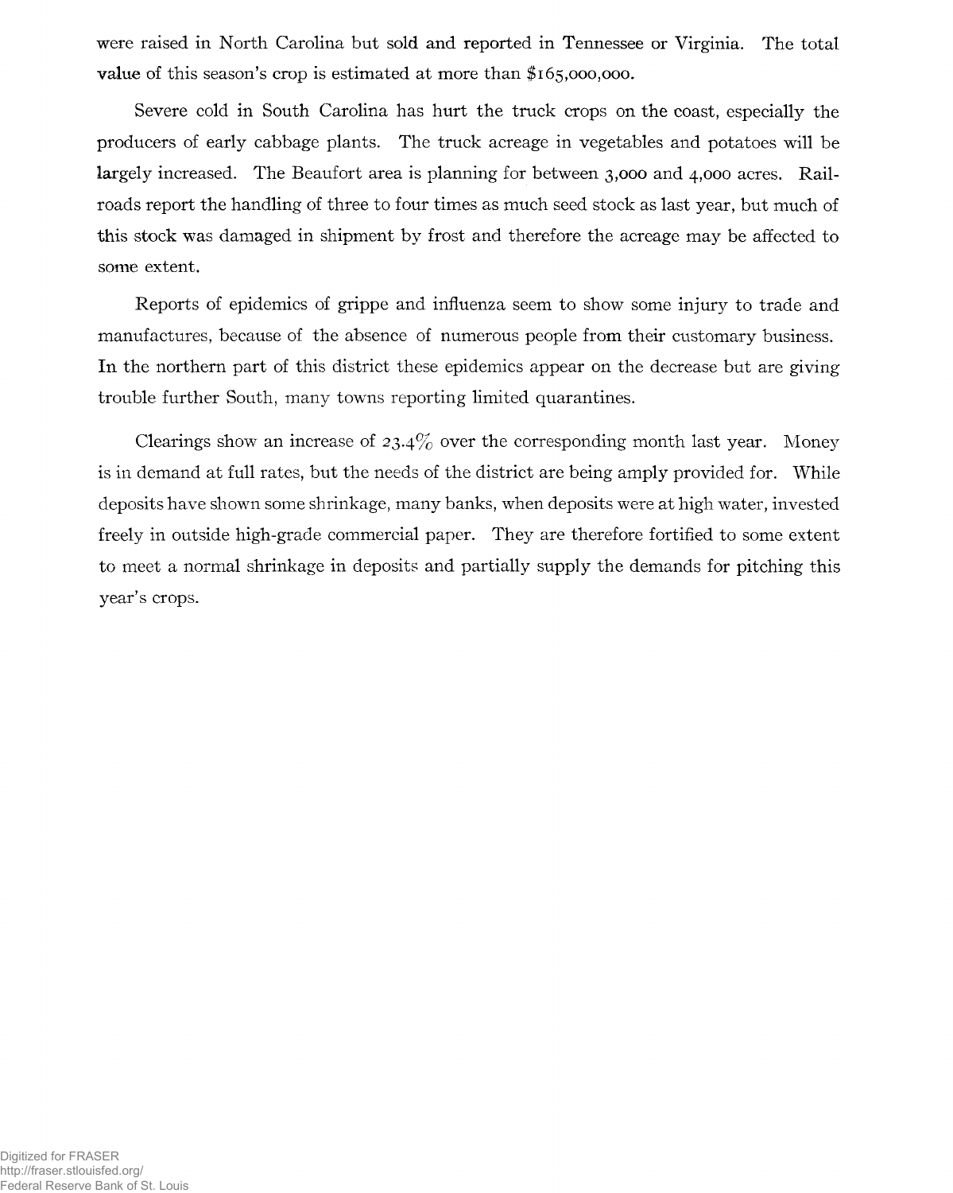were raised in North Carolina but sold and reported in Tennessee or Virginia. The total value of this season's crop is estimated at more than $165,000,000.

Severe cold in South Carolina has hurt the truck crops on the coast, especially the producers of early cabbage plants. The truck acreage in vegetables and potatoes will be largely increased. The Beaufort area is planning for between 3,000 and 4,000 acres. Railroads report the handling of three to four times as much seed stock as last year, but much of this stock was damaged in shipment by frost and therefore the acreage may be affected to some extent.

Reports of epidemics of grippe and influenza seem to show some injury to trade and manufactures, because of the absence of numerous people from their customary business. In the northern part of this district these epidemics appear on the decrease but are giving trouble further South, many towns reporting limited quarantines.

Clearings show an increase of 23.4% over the corresponding month last year. Money is in demand at full rates, but the needs of the district are being amply provided for. While deposits have shown some shrinkage, many banks, when deposits were at high water, invested freely in outside high-grade commercial paper. They are therefore fortified to some extent to meet a normal shrinkage in deposits and partially supply the demands for pitching this year's crops.